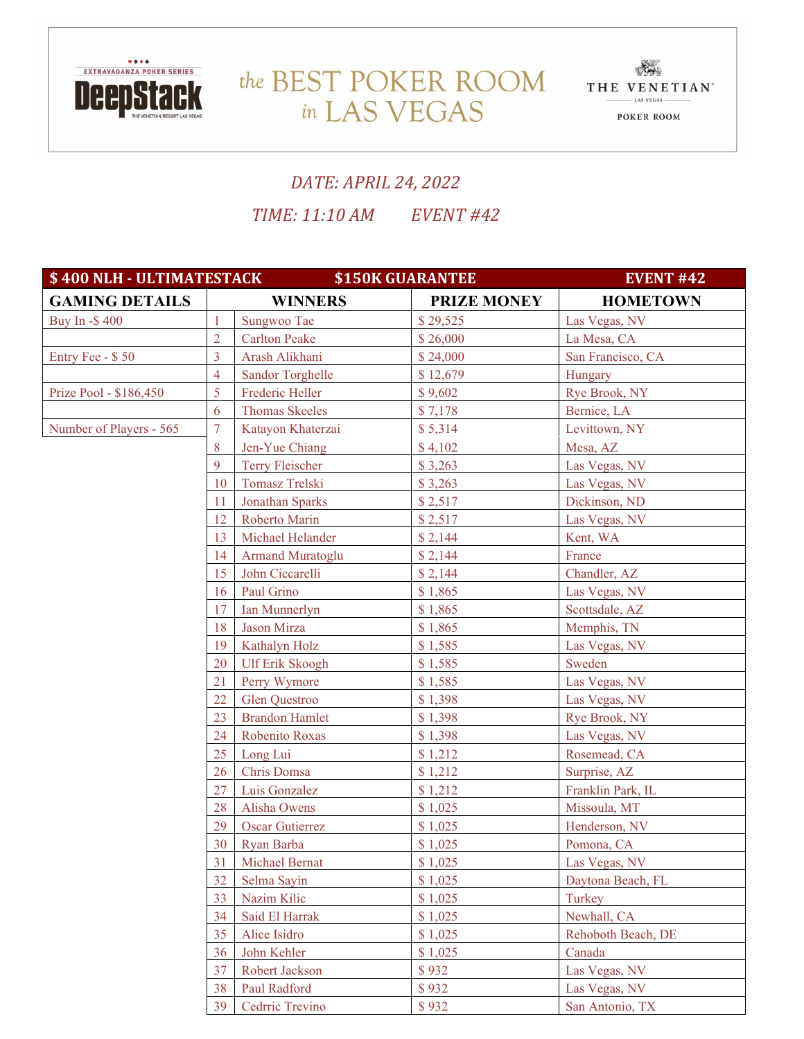EXTRAVAGANZA POKER SERIES DeepStack THE VENETIAN RESORT LAS VEGAS

# the BEST POKER ROOM in LAS VEGAS

THE VENETIAN LAS VEGAS POKER ROOM

*DATE: APRIL 24, 2022*

*TIME: 11:10 AM EVENT #42*

| $ 400 NLH - ULTIMATESTACK | | $150K GUARANTEE | | EVENT #42 |
|---|---|---|---|---|
| **GAMING DETAILS** | **WINNERS** | | **PRIZE MONEY** | **HOMETOWN** |
| Buy In -$ 400 | 1 | Sungwoo Tae | $ 29,525 | Las Vegas, NV |
| | 2 | Carlton Peake | $ 26,000 | La Mesa, CA |
| Entry Fee - $ 50 | 3 | Arash Alikhani | $ 24,000 | San Francisco, CA |
| | 4 | Sandor Torghelle | $ 12,679 | Hungary |
| Prize Pool - $186,450 | 5 | Frederic Heller | $ 9,602 | Rye Brook, NY |
| | 6 | Thomas Skeeles | $ 7,178 | Bernice, LA |
| Number of Players - 565 | 7 | Katayon Khaterzai | $ 5,314 | Levittown, NY |
| | 8 | Jen-Yue Chiang | $ 4,102 | Mesa, AZ |
| | 9 | Terry Fleischer | $ 3,263 | Las Vegas, NV |
| | 10 | Tomasz Trelski | $ 3,263 | Las Vegas, NV |
| | 11 | Jonathan Sparks | $ 2,517 | Dickinson, ND |
| | 12 | Roberto Marin | $ 2,517 | Las Vegas, NV |
| | 13 | Michael Helander | $ 2,144 | Kent, WA |
| | 14 | Armand Muratoglu | $ 2,144 | France |
| | 15 | John Ciccarelli | $ 2,144 | Chandler, AZ |
| | 16 | Paul Grino | $ 1,865 | Las Vegas, NV |
| | 17 | Ian Munnerlyn | $ 1,865 | Scottsdale, AZ |
| | 18 | Jason Mirza | $ 1,865 | Memphis, TN |
| | 19 | Kathalyn Holz | $ 1,585 | Las Vegas, NV |
| | 20 | Ulf Erik Skoogh | $ 1,585 | Sweden |
| | 21 | Perry Wymore | $ 1,585 | Las Vegas, NV |
| | 22 | Glen Questroo | $ 1,398 | Las Vegas, NV |
| | 23 | Brandon Hamlet | $ 1,398 | Rye Brook, NY |
| | 24 | Robenito Roxas | $ 1,398 | Las Vegas, NV |
| | 25 | Long Lui | $ 1,212 | Rosemead, CA |
| | 26 | Chris Domsa | $ 1,212 | Surprise, AZ |
| | 27 | Luis Gonzalez | $ 1,212 | Franklin Park, IL |
| | 28 | Alisha Owens | $ 1,025 | Missoula, MT |
| | 29 | Oscar Gutierrez | $ 1,025 | Henderson, NV |
| | 30 | Ryan Barba | $ 1,025 | Pomona, CA |
| | 31 | Michael Bernat | $ 1,025 | Las Vegas, NV |
| | 32 | Selma Sayin | $ 1,025 | Daytona Beach, FL |
| | 33 | Nazim Kilic | $ 1,025 | Turkey |
| | 34 | Said El Harrak | $ 1,025 | Newhall, CA |
| | 35 | Alice Isidro | $ 1,025 | Rehoboth Beach, DE |
| | 36 | John Kehler | $ 1,025 | Canada |
| | 37 | Robert Jackson | $ 932 | Las Vegas, NV |
| | 38 | Paul Radford | $ 932 | Las Vegas, NV |
| | 39 | Cedrric Trevino | $ 932 | San Antonio, TX |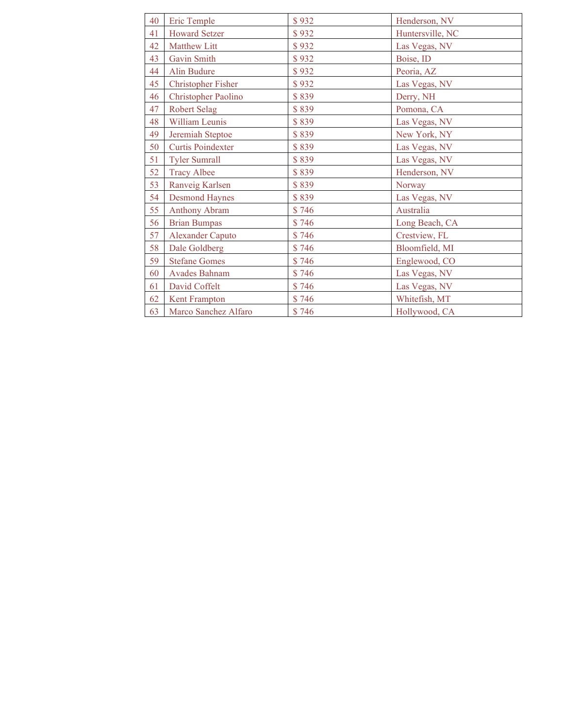| | | | |
|---|---|---|---|
| 40 | Eric Temple | $ 932 | Henderson, NV |
| 41 | Howard Setzer | $ 932 | Huntersville, NC |
| 42 | Matthew Litt | $ 932 | Las Vegas, NV |
| 43 | Gavin Smith | $ 932 | Boise, ID |
| 44 | Alin Budure | $ 932 | Peoria, AZ |
| 45 | Christopher Fisher | $ 932 | Las Vegas, NV |
| 46 | Christopher Paolino | $ 839 | Derry, NH |
| 47 | Robert Selag | $ 839 | Pomona, CA |
| 48 | William Leunis | $ 839 | Las Vegas, NV |
| 49 | Jeremiah Steptoe | $ 839 | New York, NY |
| 50 | Curtis Poindexter | $ 839 | Las Vegas, NV |
| 51 | Tyler Sumrall | $ 839 | Las Vegas, NV |
| 52 | Tracy Albee | $ 839 | Henderson, NV |
| 53 | Ranveig Karlsen | $ 839 | Norway |
| 54 | Desmond Haynes | $ 839 | Las Vegas, NV |
| 55 | Anthony Abram | $ 746 | Australia |
| 56 | Brian Bumpas | $ 746 | Long Beach, CA |
| 57 | Alexander Caputo | $ 746 | Crestview, FL |
| 58 | Dale Goldberg | $ 746 | Bloomfield, MI |
| 59 | Stefane Gomes | $ 746 | Englewood, CO |
| 60 | Avades Bahnam | $ 746 | Las Vegas, NV |
| 61 | David Coffelt | $ 746 | Las Vegas, NV |
| 62 | Kent Frampton | $ 746 | Whitefish, MT |
| 63 | Marco Sanchez Alfaro | $ 746 | Hollywood, CA |